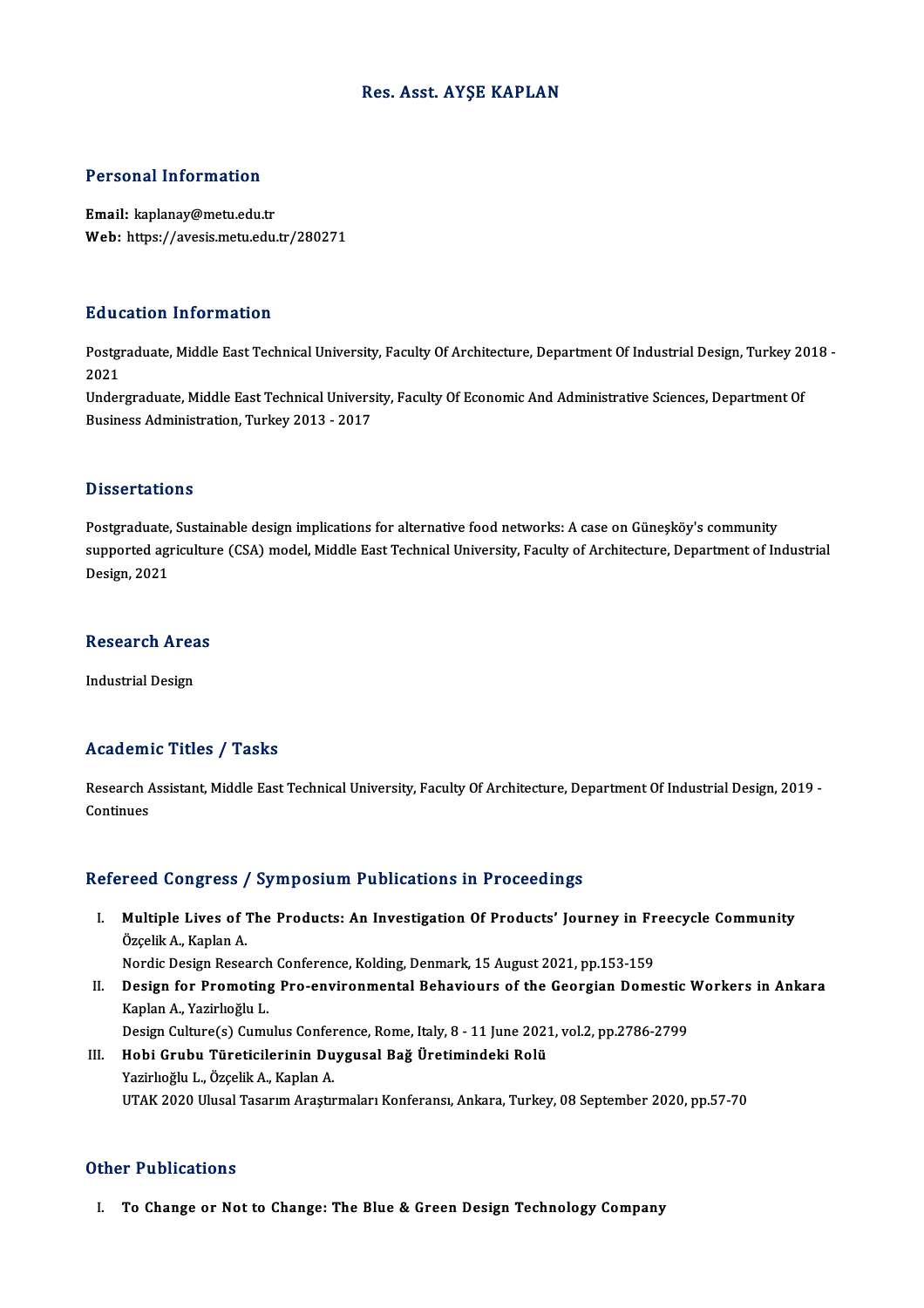# Res. Asst. AYŞE KAPLAN

## Personal Information

**Email:** kaplanay@metu.edu.tr
**Web:** https://avesis.metu.edu.tr/280271

## Education Information

Postgraduate, Middle East Technical University, Faculty Of Architecture, Department Of Industrial Design, Turkey 2018 - 2021
Undergraduate, Middle East Technical University, Faculty Of Economic And Administrative Sciences, Department Of Business Administration, Turkey 2013 - 2017

## Dissertations

Postgraduate, Sustainable design implications for alternative food networks: A case on Güneşköy's community supported agriculture (CSA) model, Middle East Technical University, Faculty of Architecture, Department of Industrial Design, 2021

## Research Areas

Industrial Design

## Academic Titles / Tasks

Research Assistant, Middle East Technical University, Faculty Of Architecture, Department Of Industrial Design, 2019 - Continues

## Refereed Congress / Symposium Publications in Proceedings

I. **Multiple Lives of The Products: An Investigation Of Products' Journey in Freecycle Community**
Özçelik A., Kaplan A.
Nordic Design Research Conference, Kolding, Denmark, 15 August 2021, pp.153-159

II. **Design for Promoting Pro-environmental Behaviours of the Georgian Domestic Workers in Ankara**
Kaplan A., Yazirlıoğlu L.
Design Culture(s) Cumulus Conference, Rome, Italy, 8 - 11 June 2021, vol.2, pp.2786-2799

III. **Hobi Grubu Türeticilerinin Duygusal Bağ Üretimindeki Rolü**
Yazirlıoğlu L., Özçelik A., Kaplan A.
UTAK 2020 Ulusal Tasarım Araştırmaları Konferansı, Ankara, Turkey, 08 September 2020, pp.57-70

## Other Publications

I. **To Change or Not to Change: The Blue & Green Design Technology Company**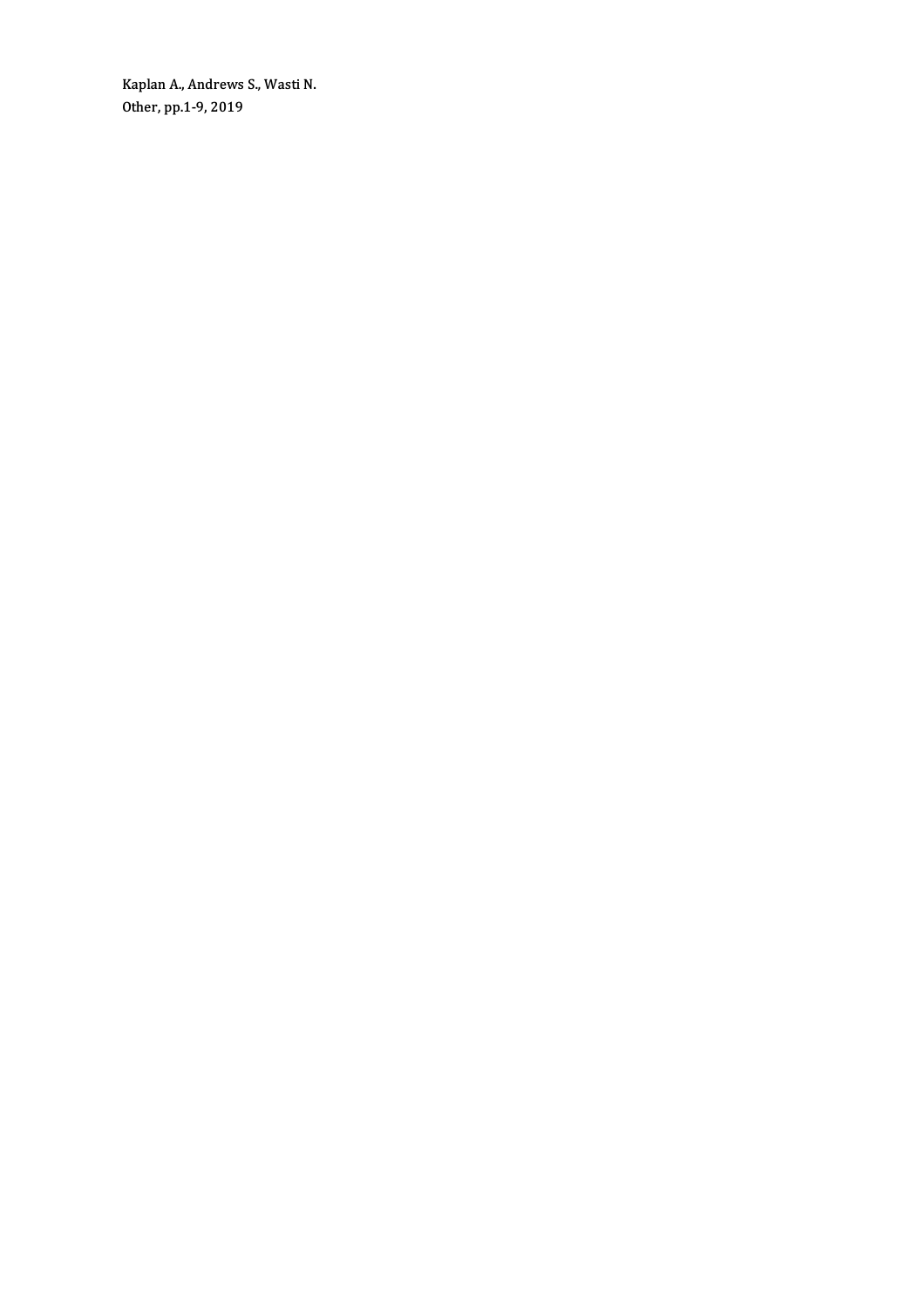Kaplan A., Andrews S., Wasti N.
Other, pp.1-9, 2019